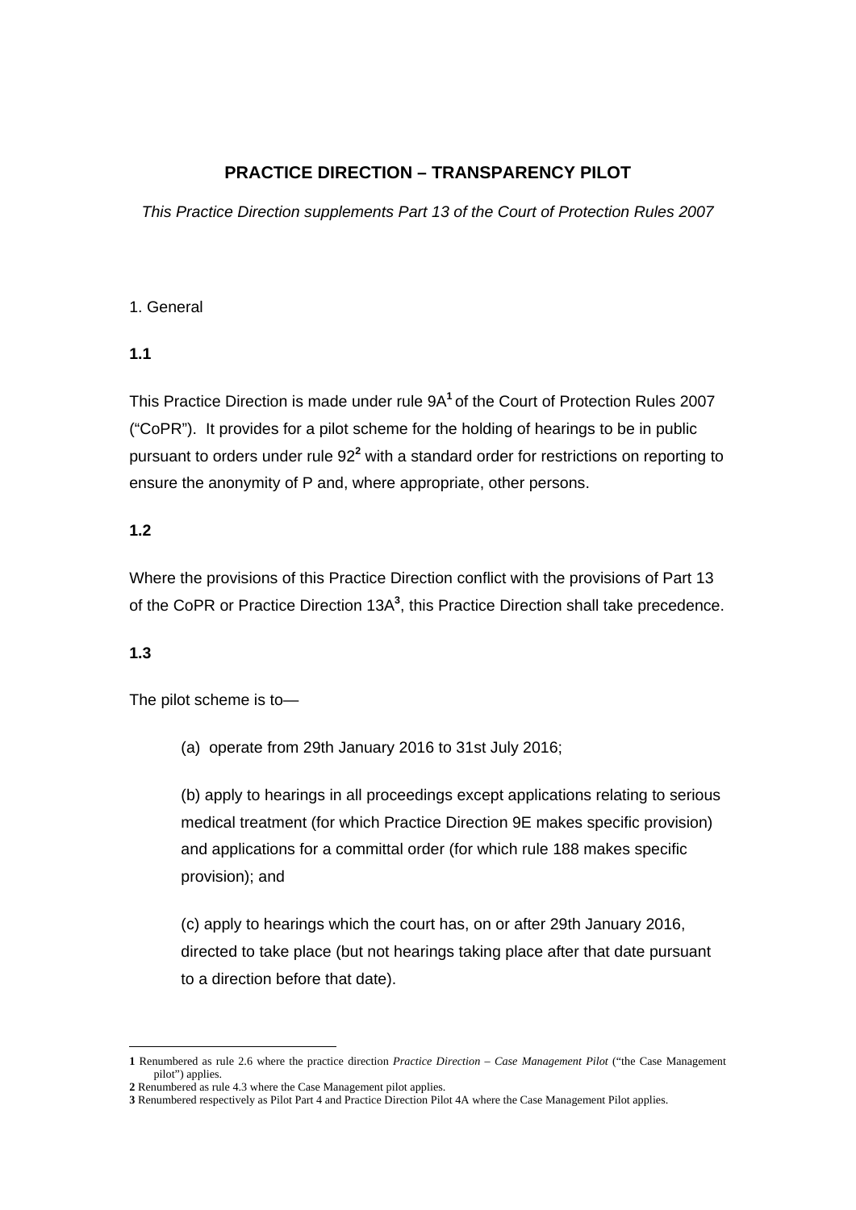# PRACTICE DIRECTION – TRANSPARENCY PILOT

*This Practice Direction supplements Part 13 of the Court of Protection Rules 2007*

1. General

**1.1**

This Practice Direction is made under rule 9A[1] of the Court of Protection Rules 2007 ("CoPR"). It provides for a pilot scheme for the holding of hearings to be in public pursuant to orders under rule 92[2] with a standard order for restrictions on reporting to ensure the anonymity of P and, where appropriate, other persons.

**1.2**

Where the provisions of this Practice Direction conflict with the provisions of Part 13 of the CoPR or Practice Direction 13A[3], this Practice Direction shall take precedence.

**1.3**

The pilot scheme is to—

(a) operate from 29th January 2016 to 31st July 2016;

(b) apply to hearings in all proceedings except applications relating to serious medical treatment (for which Practice Direction 9E makes specific provision) and applications for a committal order (for which rule 188 makes specific provision); and

(c) apply to hearings which the court has, on or after 29th January 2016, directed to take place (but not hearings taking place after that date pursuant to a direction before that date).

---

**1** Renumbered as rule 2.6 where the practice direction *Practice Direction – Case Management Pilot* ("the Case Management pilot") applies.

**2** Renumbered as rule 4.3 where the Case Management pilot applies.

**3** Renumbered respectively as Pilot Part 4 and Practice Direction Pilot 4A where the Case Management Pilot applies.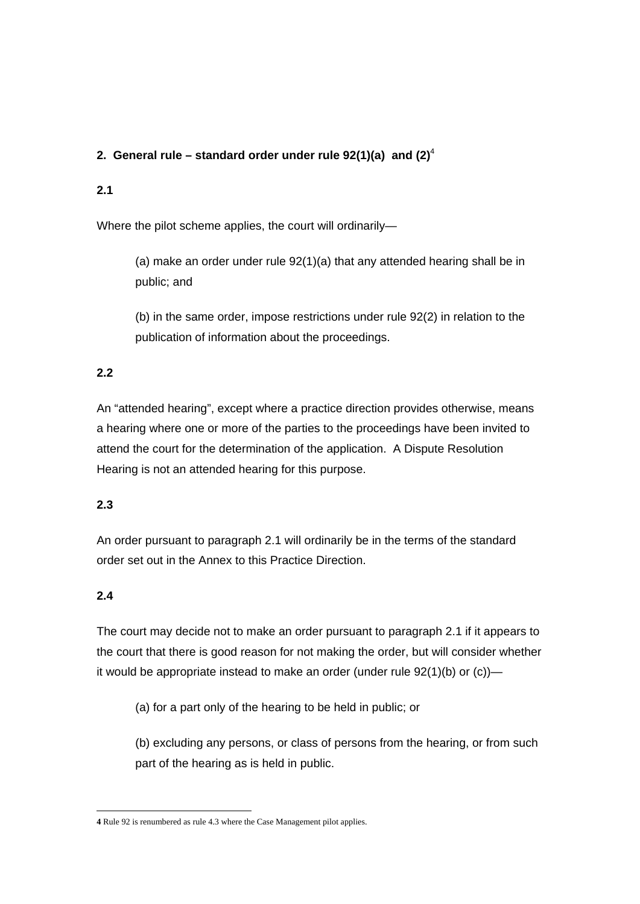## 2. General rule – standard order under rule 92(1)(a) and (2)[4]

### 2.1

Where the pilot scheme applies, the court will ordinarily—

(a) make an order under rule 92(1)(a) that any attended hearing shall be in public; and

(b) in the same order, impose restrictions under rule 92(2) in relation to the publication of information about the proceedings.

### 2.2

An "attended hearing", except where a practice direction provides otherwise, means a hearing where one or more of the parties to the proceedings have been invited to attend the court for the determination of the application. A Dispute Resolution Hearing is not an attended hearing for this purpose.

### 2.3

An order pursuant to paragraph 2.1 will ordinarily be in the terms of the standard order set out in the Annex to this Practice Direction.

### 2.4

The court may decide not to make an order pursuant to paragraph 2.1 if it appears to the court that there is good reason for not making the order, but will consider whether it would be appropriate instead to make an order (under rule 92(1)(b) or (c))—

(a) for a part only of the hearing to be held in public; or

(b) excluding any persons, or class of persons from the hearing, or from such part of the hearing as is held in public.

---

**4** Rule 92 is renumbered as rule 4.3 where the Case Management pilot applies.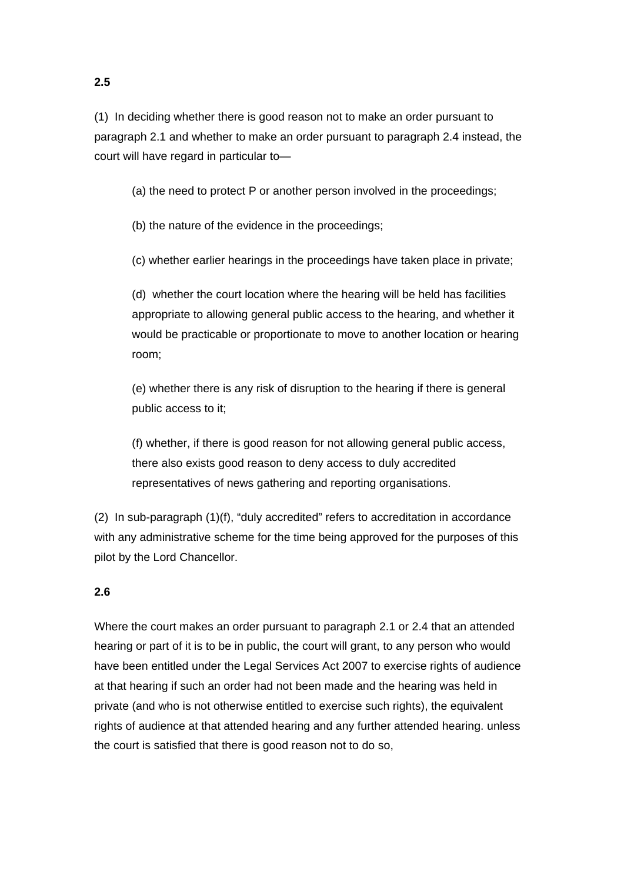**2.5**

(1) In deciding whether there is good reason not to make an order pursuant to paragraph 2.1 and whether to make an order pursuant to paragraph 2.4 instead, the court will have regard in particular to—

(a) the need to protect P or another person involved in the proceedings;

(b) the nature of the evidence in the proceedings;

(c) whether earlier hearings in the proceedings have taken place in private;

(d) whether the court location where the hearing will be held has facilities appropriate to allowing general public access to the hearing, and whether it would be practicable or proportionate to move to another location or hearing room;

(e) whether there is any risk of disruption to the hearing if there is general public access to it;

(f) whether, if there is good reason for not allowing general public access, there also exists good reason to deny access to duly accredited representatives of news gathering and reporting organisations.

(2) In sub-paragraph (1)(f), "duly accredited" refers to accreditation in accordance with any administrative scheme for the time being approved for the purposes of this pilot by the Lord Chancellor.

**2.6**

Where the court makes an order pursuant to paragraph 2.1 or 2.4 that an attended hearing or part of it is to be in public, the court will grant, to any person who would have been entitled under the Legal Services Act 2007 to exercise rights of audience at that hearing if such an order had not been made and the hearing was held in private (and who is not otherwise entitled to exercise such rights), the equivalent rights of audience at that attended hearing and any further attended hearing. unless the court is satisfied that there is good reason not to do so,